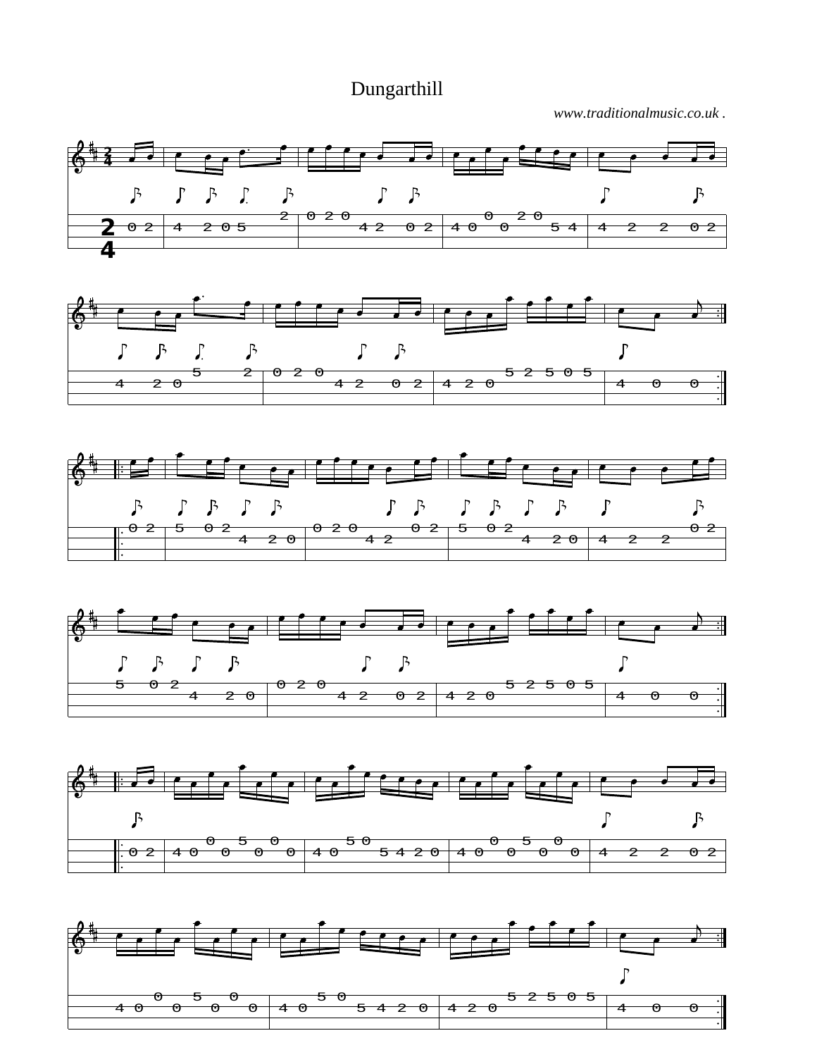# Dungarthill

*www.traditionalmusic.co.uk .*